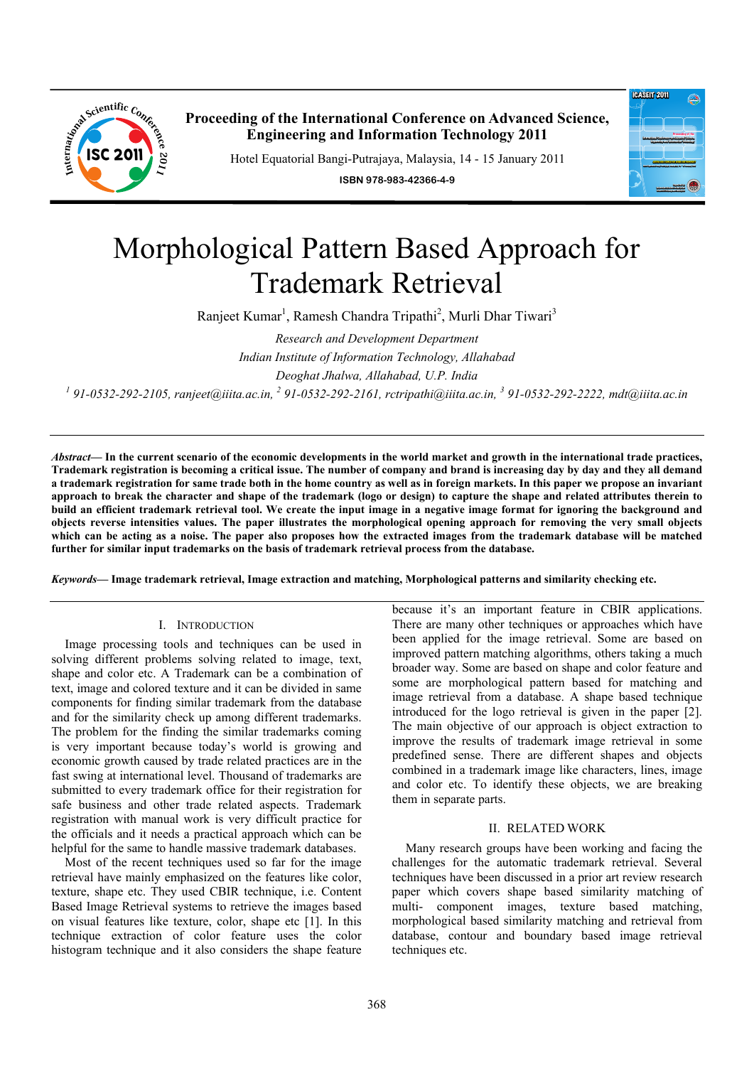# Morphological Pattern Based Approach for Trademark Retrieval

Ranjeet Kumar[1], Ramesh Chandra Tripathi[2], Murli Dhar Tiwari[3]

*Research and Development Department*
*Indian Institute of Information Technology, Allahabad*
*Deoghat Jhalwa, Allahabad, U.P. India*

*[1] 91-0532-292-2105, ranjeet@iiita.ac.in, [2] 91-0532-292-2161, rctripathi@iiita.ac.in, [3] 91-0532-292-2222, mdt@iiita.ac.in*

***Abstract*— In the current scenario of the economic developments in the world market and growth in the international trade practices, Trademark registration is becoming a critical issue. The number of company and brand is increasing day by day and they all demand a trademark registration for same trade both in the home country as well as in foreign markets. In this paper we propose an invariant approach to break the character and shape of the trademark (logo or design) to capture the shape and related attributes therein to build an efficient trademark retrieval tool. We create the input image in a negative image format for ignoring the background and objects reverse intensities values. The paper illustrates the morphological opening approach for removing the very small objects which can be acting as a noise. The paper also proposes how the extracted images from the trademark database will be matched further for similar input trademarks on the basis of trademark retrieval process from the database.**

***Keywords*— Image trademark retrieval, Image extraction and matching, Morphological patterns and similarity checking etc.**

## I. Introduction

Image processing tools and techniques can be used in solving different problems solving related to image, text, shape and color etc. A Trademark can be a combination of text, image and colored texture and it can be divided in same components for finding similar trademark from the database and for the similarity check up among different trademarks. The problem for the finding the similar trademarks coming is very important because today's world is growing and economic growth caused by trade related practices are in the fast swing at international level. Thousand of trademarks are submitted to every trademark office for their registration for safe business and other trade related aspects. Trademark registration with manual work is very difficult practice for the officials and it needs a practical approach which can be helpful for the same to handle massive trademark databases.

Most of the recent techniques used so far for the image retrieval have mainly emphasized on the features like color, texture, shape etc. They used CBIR technique, i.e. Content Based Image Retrieval systems to retrieve the images based on visual features like texture, color, shape etc [1]. In this technique extraction of color feature uses the color histogram technique and it also considers the shape feature because it's an important feature in CBIR applications. There are many other techniques or approaches which have been applied for the image retrieval. Some are based on improved pattern matching algorithms, others taking a much broader way. Some are based on shape and color feature and some are morphological pattern based for matching and image retrieval from a database. A shape based technique introduced for the logo retrieval is given in the paper [2]. The main objective of our approach is object extraction to improve the results of trademark image retrieval in some predefined sense. There are different shapes and objects combined in a trademark image like characters, lines, image and color etc. To identify these objects, we are breaking them in separate parts.

## II. Related Work

Many research groups have been working and facing the challenges for the automatic trademark retrieval. Several techniques have been discussed in a prior art review research paper which covers shape based similarity matching of multi- component images, texture based matching, morphological based similarity matching and retrieval from database, contour and boundary based image retrieval techniques etc.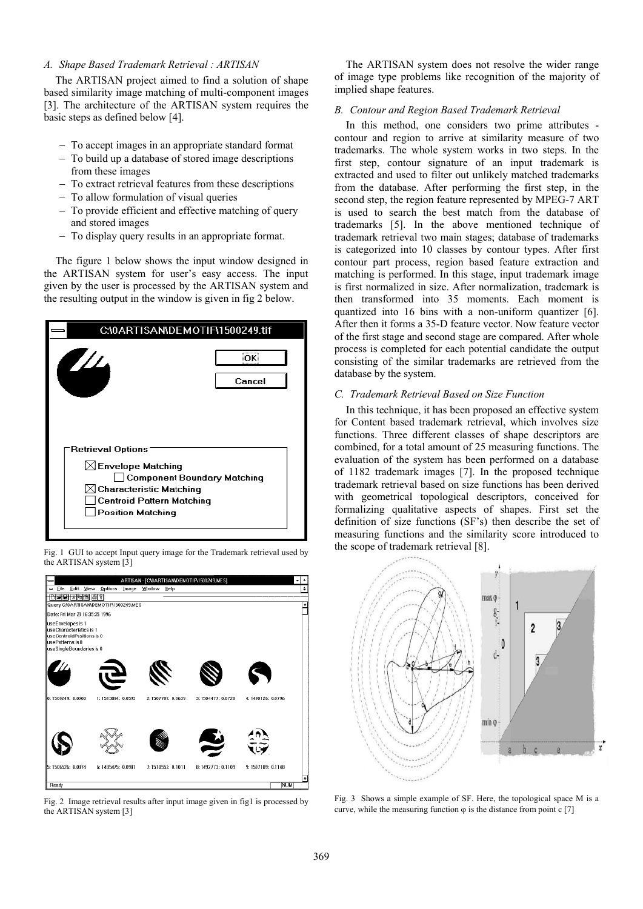### A. Shape Based Trademark Retrieval : ARTISAN

The ARTISAN project aimed to find a solution of shape based similarity image matching of multi-component images [3]. The architecture of the ARTISAN system requires the basic steps as defined below [4].

- To accept images in an appropriate standard format
- To build up a database of stored image descriptions from these images
- To extract retrieval features from these descriptions
- To allow formulation of visual queries
- To provide efficient and effective matching of query and stored images
- To display query results in an appropriate format.

The figure 1 below shows the input window designed in the ARTISAN system for user's easy access. The input given by the user is processed by the ARTISAN system and the resulting output in the window is given in fig 2 below.

Fig. 1 GUI to accept Input query image for the Trademark retrieval used by the ARTISAN system [3]

Fig. 2 Image retrieval results after input image given in fig1 is processed by the ARTISAN system [3]

The ARTISAN system does not resolve the wider range of image type problems like recognition of the majority of implied shape features.

### B. Contour and Region Based Trademark Retrieval

In this method, one considers two prime attributes - contour and region to arrive at similarity measure of two trademarks. The whole system works in two steps. In the first step, contour signature of an input trademark is extracted and used to filter out unlikely matched trademarks from the database. After performing the first step, in the second step, the region feature represented by MPEG-7 ART is used to search the best match from the database of trademarks [5]. In the above mentioned technique of trademark retrieval two main stages; database of trademarks is categorized into 10 classes by contour types. After first contour part process, region based feature extraction and matching is performed. In this stage, input trademark image is first normalized in size. After normalization, trademark is then transformed into 35 moments. Each moment is quantized into 16 bins with a non-uniform quantizer [6]. After then it forms a 35-D feature vector. Now feature vector of the first stage and second stage are compared. After whole process is completed for each potential candidate the output consisting of the similar trademarks are retrieved from the database by the system.

### C. Trademark Retrieval Based on Size Function

In this technique, it has been proposed an effective system for Content based trademark retrieval, which involves size functions. Three different classes of shape descriptors are combined, for a total amount of 25 measuring functions. The evaluation of the system has been performed on a database of 1182 trademark images [7]. In the proposed technique trademark retrieval based on size functions has been derived with geometrical topological descriptors, conceived for formalizing qualitative aspects of shapes. First set the definition of size functions (SF's) then describe the set of measuring functions and the similarity score introduced to the scope of trademark retrieval [8].

Fig. 3 Shows a simple example of SF. Here, the topological space M is a curve, while the measuring function $\varphi$ is the distance from point c [7]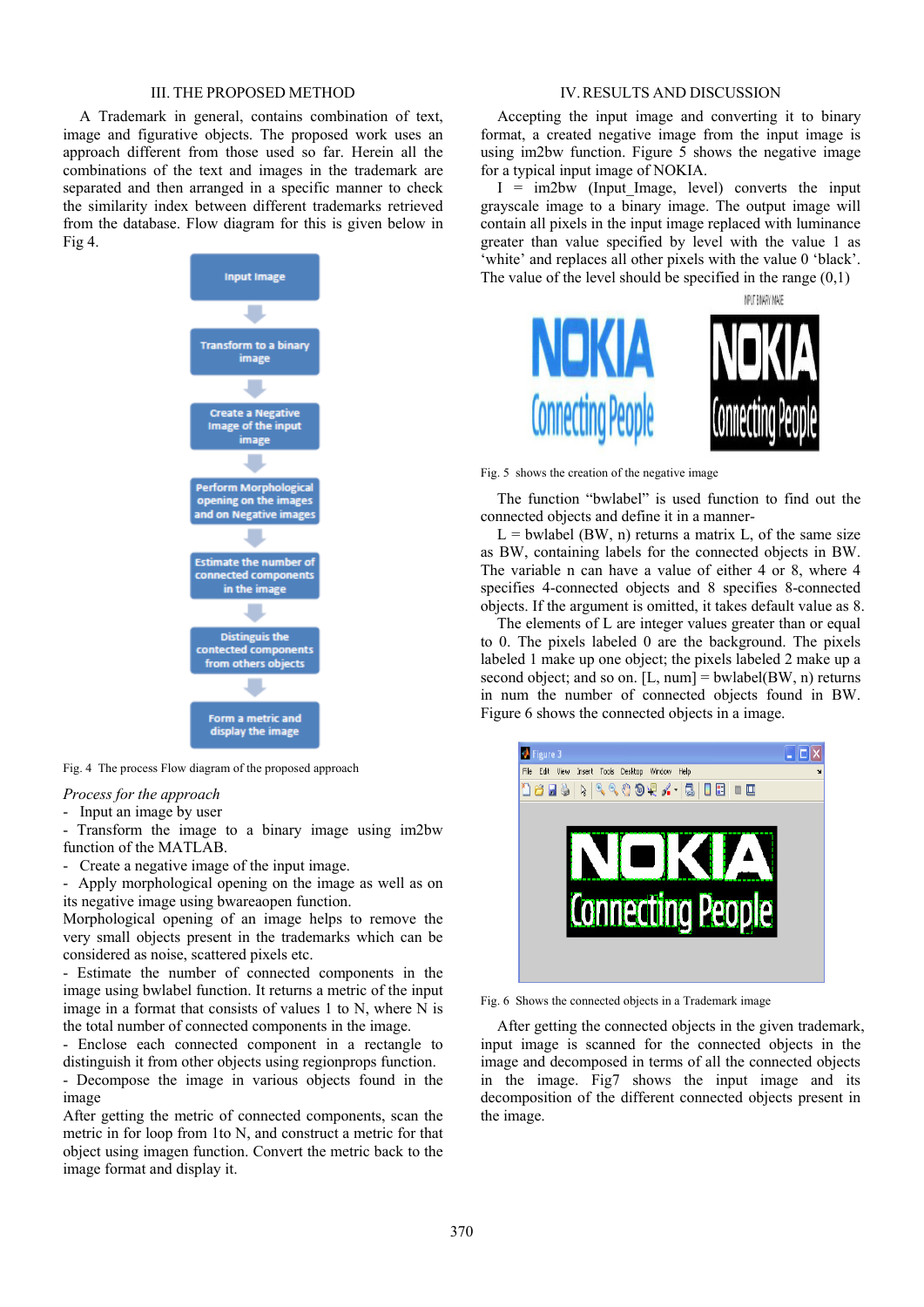## III. THE PROPOSED METHOD

A Trademark in general, contains combination of text, image and figurative objects. The proposed work uses an approach different from those used so far. Herein all the combinations of the text and images in the trademark are separated and then arranged in a specific manner to check the similarity index between different trademarks retrieved from the database. Flow diagram for this is given below in Fig 4.

Input Image → Transform to a binary image → Create a Negative Image of the input image → Perform Morphological opening on the images and on Negative images → Estimate the number of connected components in the image → Distinguis the contected components from others objects → Form a metric and display the image

Fig. 4 The process Flow diagram of the proposed approach

*Process for the approach*

- Input an image by user
- Transform the image to a binary image using im2bw function of the MATLAB.
- Create a negative image of the input image.
- Apply morphological opening on the image as well as on its negative image using bwareaopen function.

Morphological opening of an image helps to remove the very small objects present in the trademarks which can be considered as noise, scattered pixels etc.

- Estimate the number of connected components in the image using bwlabel function. It returns a metric of the input image in a format that consists of values 1 to N, where N is the total number of connected components in the image.
- Enclose each connected component in a rectangle to distinguish it from other objects using regionprops function.
- Decompose the image in various objects found in the image

After getting the metric of connected components, scan the metric in for loop from 1to N, and construct a metric for that object using imagen function. Convert the metric back to the image format and display it.

## IV. RESULTS AND DISCUSSION

Accepting the input image and converting it to binary format, a created negative image from the input image is using im2bw function. Figure 5 shows the negative image for a typical input image of NOKIA.

I = im2bw (Input_Image, level) converts the input grayscale image to a binary image. The output image will contain all pixels in the input image replaced with luminance greater than value specified by level with the value 1 as 'white' and replaces all other pixels with the value 0 'black'. The value of the level should be specified in the range (0,1)

Fig. 5 shows the creation of the negative image

The function "bwlabel" is used function to find out the connected objects and define it in a manner-

L = bwlabel (BW, n) returns a matrix L, of the same size as BW, containing labels for the connected objects in BW. The variable n can have a value of either 4 or 8, where 4 specifies 4-connected objects and 8 specifies 8-connected objects. If the argument is omitted, it takes default value as 8.

The elements of L are integer values greater than or equal to 0. The pixels labeled 0 are the background. The pixels labeled 1 make up one object; the pixels labeled 2 make up a second object; and so on. [L, num] = bwlabel(BW, n) returns in num the number of connected objects found in BW. Figure 6 shows the connected objects in a image.

Fig. 6 Shows the connected objects in a Trademark image

After getting the connected objects in the given trademark, input image is scanned for the connected objects in the image and decomposed in terms of all the connected objects in the image. Fig7 shows the input image and its decomposition of the different connected objects present in the image.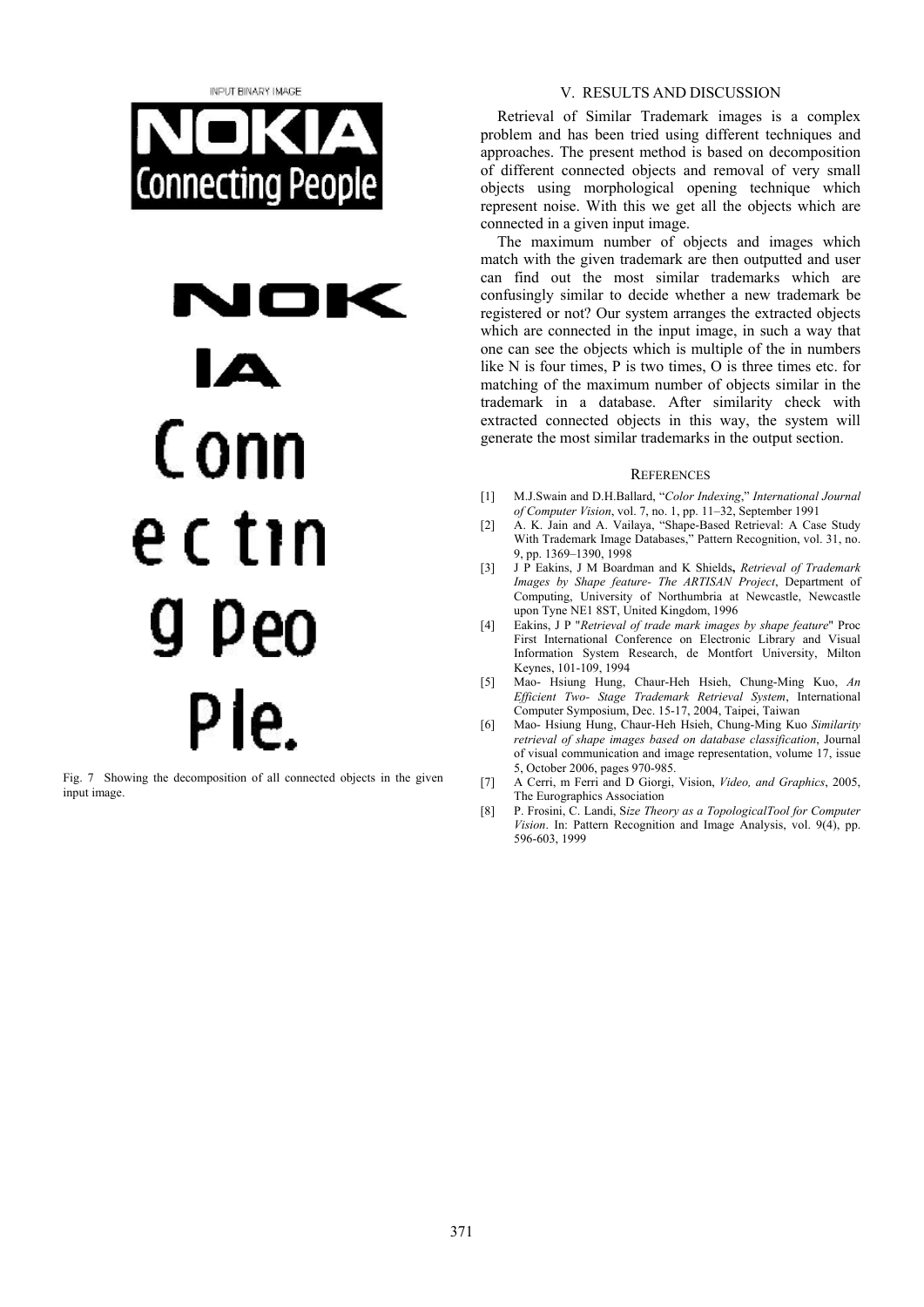Fig. 7 Showing the decomposition of all connected objects in the given input image.

## V. RESULTS AND DISCUSSION

Retrieval of Similar Trademark images is a complex problem and has been tried using different techniques and approaches. The present method is based on decomposition of different connected objects and removal of very small objects using morphological opening technique which represent noise. With this we get all the objects which are connected in a given input image.

The maximum number of objects and images which match with the given trademark are then outputted and user can find out the most similar trademarks which are confusingly similar to decide whether a new trademark be registered or not? Our system arranges the extracted objects which are connected in the input image, in such a way that one can see the objects which is multiple of the in numbers like N is four times, P is two times, O is three times etc. for matching of the maximum number of objects similar in the trademark in a database. After similarity check with extracted connected objects in this way, the system will generate the most similar trademarks in the output section.

## REFERENCES

[1] M.J.Swain and D.H.Ballard, "*Color Indexing*," *International Journal of Computer Vision*, vol. 7, no. 1, pp. 11–32, September 1991

[2] A. K. Jain and A. Vailaya, "Shape-Based Retrieval: A Case Study With Trademark Image Databases," Pattern Recognition, vol. 31, no. 9, pp. 1369–1390, 1998

[3] J P Eakins, J M Boardman and K Shields**,** *Retrieval of Trademark Images by Shape feature- The ARTISAN Project*, Department of Computing, University of Northumbria at Newcastle, Newcastle upon Tyne NE1 8ST, United Kingdom, 1996

[4] Eakins, J P "*Retrieval of trade mark images by shape feature*" Proc First International Conference on Electronic Library and Visual Information System Research, de Montfort University, Milton Keynes, 101-109, 1994

[5] Mao- Hsiung Hung, Chaur-Heh Hsieh, Chung-Ming Kuo, *An Efficient Two- Stage Trademark Retrieval System*, International Computer Symposium, Dec. 15-17, 2004, Taipei, Taiwan

[6] Mao- Hsiung Hung, Chaur-Heh Hsieh, Chung-Ming Kuo *Similarity retrieval of shape images based on database classification*, Journal of visual communication and image representation, volume 17, issue 5, October 2006, pages 970-985.

[7] A Cerri, m Ferri and D Giorgi, Vision, *Video, and Graphics*, 2005, The Eurographics Association

[8] P. Frosini, C. Landi, S*ize Theory as a TopologicalTool for Computer Vision*. In: Pattern Recognition and Image Analysis, vol. 9(4), pp. 596-603, 1999